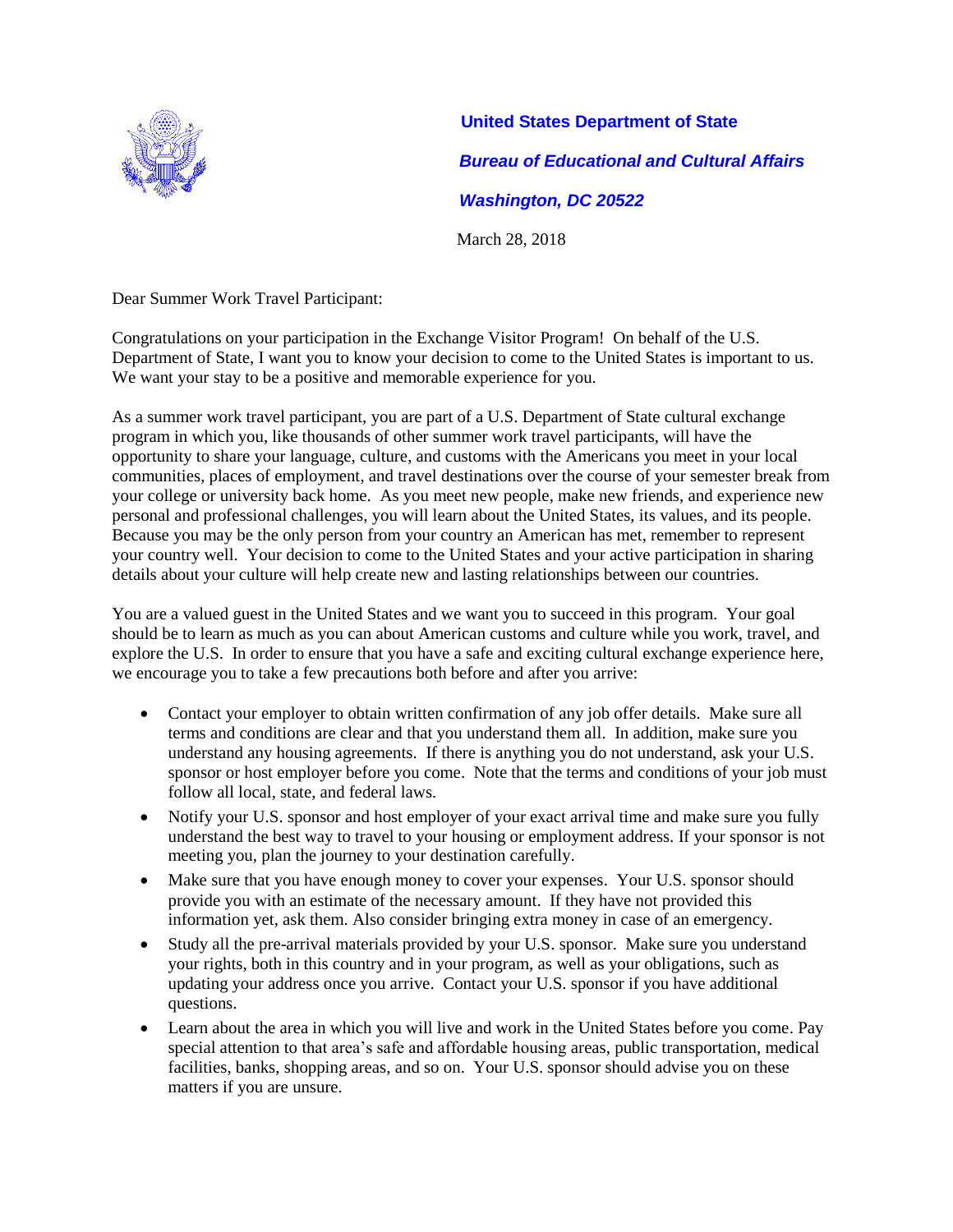**United States Department of State**

***Bureau of Educational and Cultural Affairs***

***Washington, DC 20522***

March 28, 2018

Dear Summer Work Travel Participant:

Congratulations on your participation in the Exchange Visitor Program! On behalf of the U.S. Department of State, I want you to know your decision to come to the United States is important to us. We want your stay to be a positive and memorable experience for you.

As a summer work travel participant, you are part of a U.S. Department of State cultural exchange program in which you, like thousands of other summer work travel participants, will have the opportunity to share your language, culture, and customs with the Americans you meet in your local communities, places of employment, and travel destinations over the course of your semester break from your college or university back home. As you meet new people, make new friends, and experience new personal and professional challenges, you will learn about the United States, its values, and its people. Because you may be the only person from your country an American has met, remember to represent your country well. Your decision to come to the United States and your active participation in sharing details about your culture will help create new and lasting relationships between our countries.

You are a valued guest in the United States and we want you to succeed in this program. Your goal should be to learn as much as you can about American customs and culture while you work, travel, and explore the U.S. In order to ensure that you have a safe and exciting cultural exchange experience here, we encourage you to take a few precautions both before and after you arrive:

- Contact your employer to obtain written confirmation of any job offer details. Make sure all terms and conditions are clear and that you understand them all. In addition, make sure you understand any housing agreements. If there is anything you do not understand, ask your U.S. sponsor or host employer before you come. Note that the terms and conditions of your job must follow all local, state, and federal laws.
- Notify your U.S. sponsor and host employer of your exact arrival time and make sure you fully understand the best way to travel to your housing or employment address. If your sponsor is not meeting you, plan the journey to your destination carefully.
- Make sure that you have enough money to cover your expenses. Your U.S. sponsor should provide you with an estimate of the necessary amount. If they have not provided this information yet, ask them. Also consider bringing extra money in case of an emergency.
- Study all the pre-arrival materials provided by your U.S. sponsor. Make sure you understand your rights, both in this country and in your program, as well as your obligations, such as updating your address once you arrive. Contact your U.S. sponsor if you have additional questions.
- Learn about the area in which you will live and work in the United States before you come. Pay special attention to that area's safe and affordable housing areas, public transportation, medical facilities, banks, shopping areas, and so on. Your U.S. sponsor should advise you on these matters if you are unsure.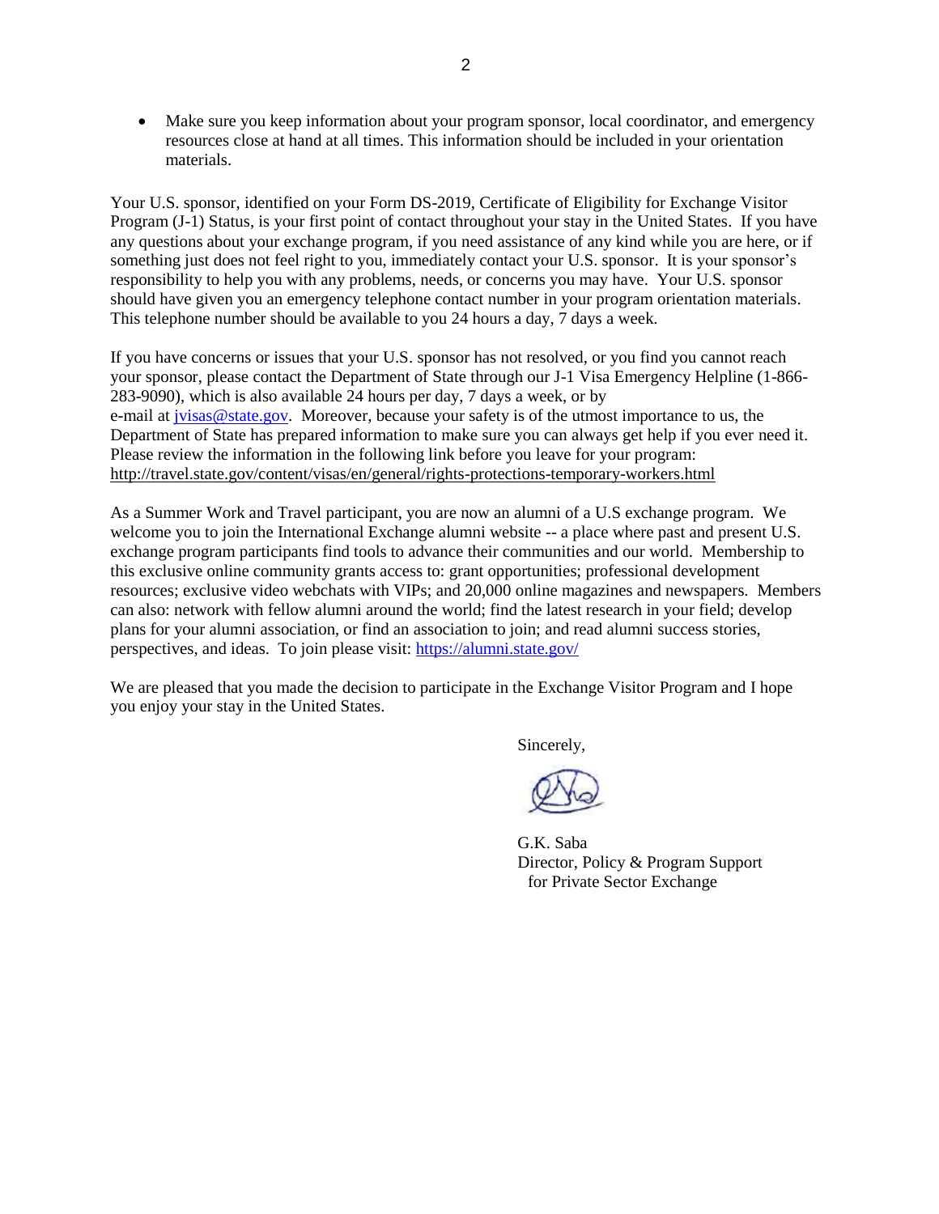- Make sure you keep information about your program sponsor, local coordinator, and emergency resources close at hand at all times. This information should be included in your orientation materials.

Your U.S. sponsor, identified on your Form DS-2019, Certificate of Eligibility for Exchange Visitor Program (J-1) Status, is your first point of contact throughout your stay in the United States. If you have any questions about your exchange program, if you need assistance of any kind while you are here, or if something just does not feel right to you, immediately contact your U.S. sponsor. It is your sponsor's responsibility to help you with any problems, needs, or concerns you may have. Your U.S. sponsor should have given you an emergency telephone contact number in your program orientation materials. This telephone number should be available to you 24 hours a day, 7 days a week.

If you have concerns or issues that your U.S. sponsor has not resolved, or you find you cannot reach your sponsor, please contact the Department of State through our J-1 Visa Emergency Helpline (1-866-283-9090), which is also available 24 hours per day, 7 days a week, or by e-mail at jvisas@state.gov. Moreover, because your safety is of the utmost importance to us, the Department of State has prepared information to make sure you can always get help if you ever need it. Please review the information in the following link before you leave for your program: http://travel.state.gov/content/visas/en/general/rights-protections-temporary-workers.html

As a Summer Work and Travel participant, you are now an alumni of a U.S exchange program. We welcome you to join the International Exchange alumni website -- a place where past and present U.S. exchange program participants find tools to advance their communities and our world. Membership to this exclusive online community grants access to: grant opportunities; professional development resources; exclusive video webchats with VIPs; and 20,000 online magazines and newspapers. Members can also: network with fellow alumni around the world; find the latest research in your field; develop plans for your alumni association, or find an association to join; and read alumni success stories, perspectives, and ideas. To join please visit: https://alumni.state.gov/

We are pleased that you made the decision to participate in the Exchange Visitor Program and I hope you enjoy your stay in the United States.

Sincerely,

G.K. Saba
Director, Policy & Program Support
for Private Sector Exchange